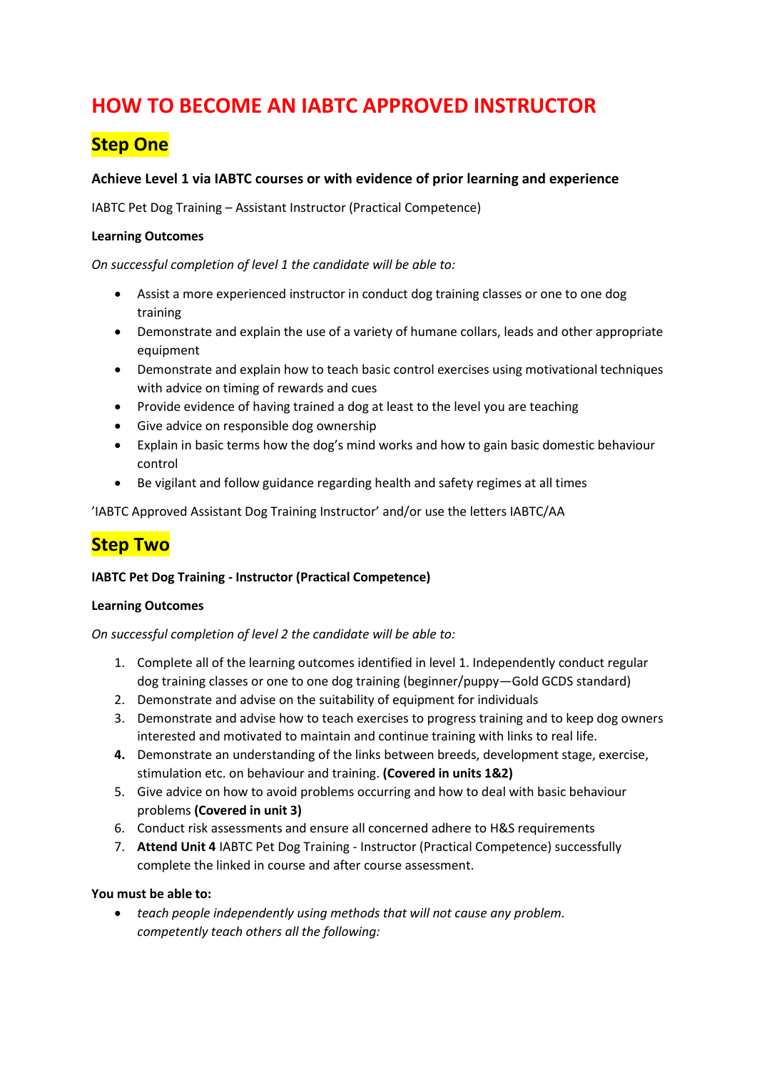# HOW TO BECOME AN IABTC APPROVED INSTRUCTOR

## Step One

**Achieve Level 1 via IABTC courses or with evidence of prior learning and experience**

IABTC Pet Dog Training – Assistant Instructor (Practical Competence)

**Learning Outcomes**

*On successful completion of level 1 the candidate will be able to:*

- Assist a more experienced instructor in conduct dog training classes or one to one dog training
- Demonstrate and explain the use of a variety of humane collars, leads and other appropriate equipment
- Demonstrate and explain how to teach basic control exercises using motivational techniques with advice on timing of rewards and cues
- Provide evidence of having trained a dog at least to the level you are teaching
- Give advice on responsible dog ownership
- Explain in basic terms how the dog's mind works and how to gain basic domestic behaviour control
- Be vigilant and follow guidance regarding health and safety regimes at all times

'IABTC Approved Assistant Dog Training Instructor' and/or use the letters IABTC/AA

## Step Two

**IABTC Pet Dog Training - Instructor (Practical Competence)**

**Learning Outcomes**

*On successful completion of level 2 the candidate will be able to:*

1. Complete all of the learning outcomes identified in level 1. Independently conduct regular dog training classes or one to one dog training (beginner/puppy—Gold GCDS standard)
2. Demonstrate and advise on the suitability of equipment for individuals
3. Demonstrate and advise how to teach exercises to progress training and to keep dog owners interested and motivated to maintain and continue training with links to real life.
4. Demonstrate an understanding of the links between breeds, development stage, exercise, stimulation etc. on behaviour and training. **(Covered in units 1&2)**
5. Give advice on how to avoid problems occurring and how to deal with basic behaviour problems **(Covered in unit 3)**
6. Conduct risk assessments and ensure all concerned adhere to H&S requirements
7. **Attend Unit 4** IABTC Pet Dog Training - Instructor (Practical Competence) successfully complete the linked in course and after course assessment.

**You must be able to:**

- *teach people independently using methods that will not cause any problem. competently teach others all the following:*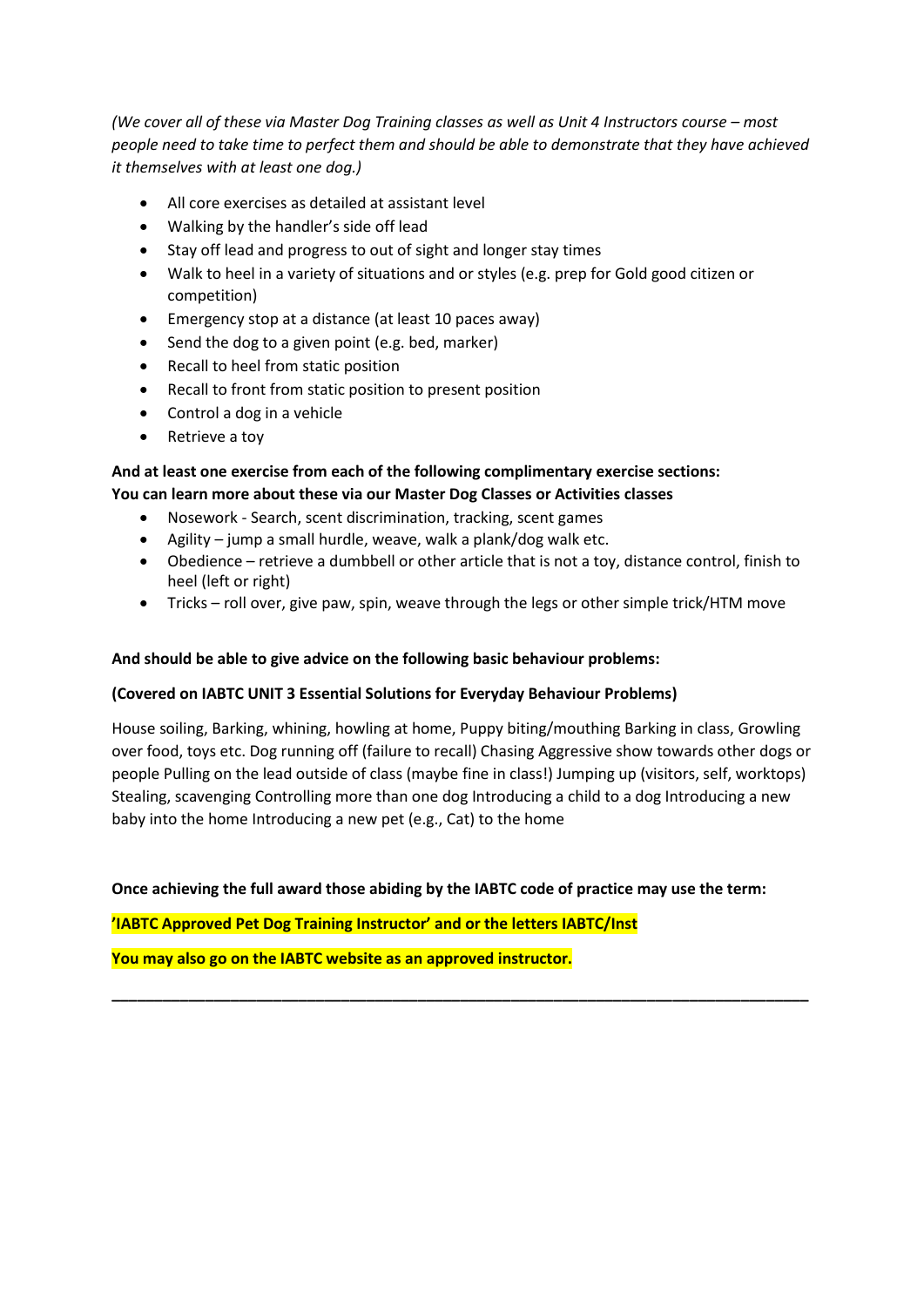*(We cover all of these via Master Dog Training classes as well as Unit 4 Instructors course – most people need to take time to perfect them and should be able to demonstrate that they have achieved it themselves with at least one dog.)*

- All core exercises as detailed at assistant level
- Walking by the handler's side off lead
- Stay off lead and progress to out of sight and longer stay times
- Walk to heel in a variety of situations and or styles (e.g. prep for Gold good citizen or competition)
- Emergency stop at a distance (at least 10 paces away)
- Send the dog to a given point (e.g. bed, marker)
- Recall to heel from static position
- Recall to front from static position to present position
- Control a dog in a vehicle
- Retrieve a toy

**And at least one exercise from each of the following complimentary exercise sections:**
**You can learn more about these via our Master Dog Classes or Activities classes**

- Nosework - Search, scent discrimination, tracking, scent games
- Agility – jump a small hurdle, weave, walk a plank/dog walk etc.
- Obedience – retrieve a dumbbell or other article that is not a toy, distance control, finish to heel (left or right)
- Tricks – roll over, give paw, spin, weave through the legs or other simple trick/HTM move

**And should be able to give advice on the following basic behaviour problems:**

**(Covered on IABTC UNIT 3 Essential Solutions for Everyday Behaviour Problems)**

House soiling, Barking, whining, howling at home, Puppy biting/mouthing Barking in class, Growling over food, toys etc. Dog running off (failure to recall) Chasing Aggressive show towards other dogs or people Pulling on the lead outside of class (maybe fine in class!) Jumping up (visitors, self, worktops) Stealing, scavenging Controlling more than one dog Introducing a child to a dog Introducing a new baby into the home Introducing a new pet (e.g., Cat) to the home

**Once achieving the full award those abiding by the IABTC code of practice may use the term:**

**'IABTC Approved Pet Dog Training Instructor' and or the letters IABTC/Inst**

**You may also go on the IABTC website as an approved instructor.**

---